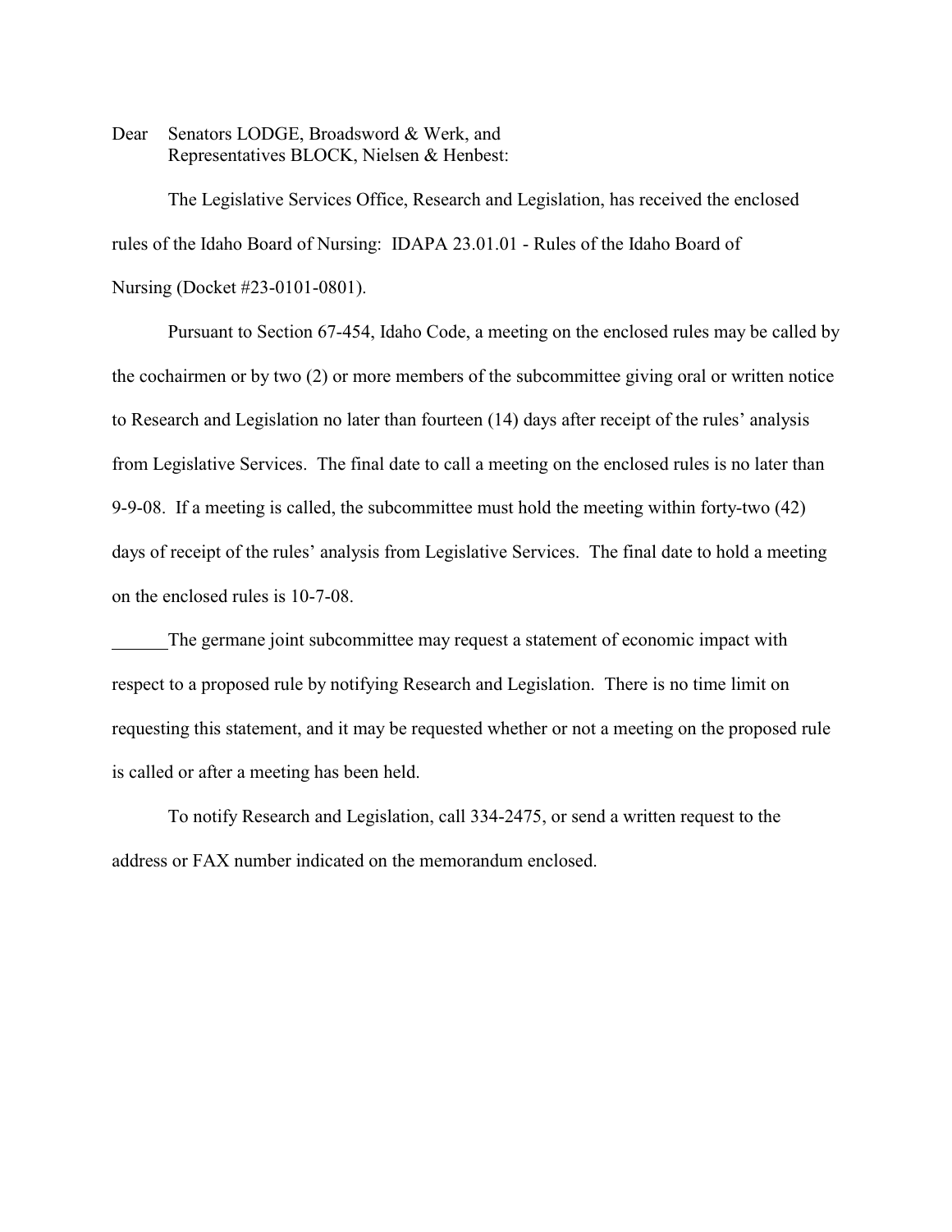Dear Senators LODGE, Broadsword & Werk, and
Representatives BLOCK, Nielsen & Henbest:

The Legislative Services Office, Research and Legislation, has received the enclosed rules of the Idaho Board of Nursing: IDAPA 23.01.01 - Rules of the Idaho Board of Nursing (Docket #23-0101-0801).

Pursuant to Section 67-454, Idaho Code, a meeting on the enclosed rules may be called by the cochairmen or by two (2) or more members of the subcommittee giving oral or written notice to Research and Legislation no later than fourteen (14) days after receipt of the rules' analysis from Legislative Services. The final date to call a meeting on the enclosed rules is no later than 9-9-08. If a meeting is called, the subcommittee must hold the meeting within forty-two (42) days of receipt of the rules' analysis from Legislative Services. The final date to hold a meeting on the enclosed rules is 10-7-08.

______The germane joint subcommittee may request a statement of economic impact with respect to a proposed rule by notifying Research and Legislation. There is no time limit on requesting this statement, and it may be requested whether or not a meeting on the proposed rule is called or after a meeting has been held.

To notify Research and Legislation, call 334-2475, or send a written request to the address or FAX number indicated on the memorandum enclosed.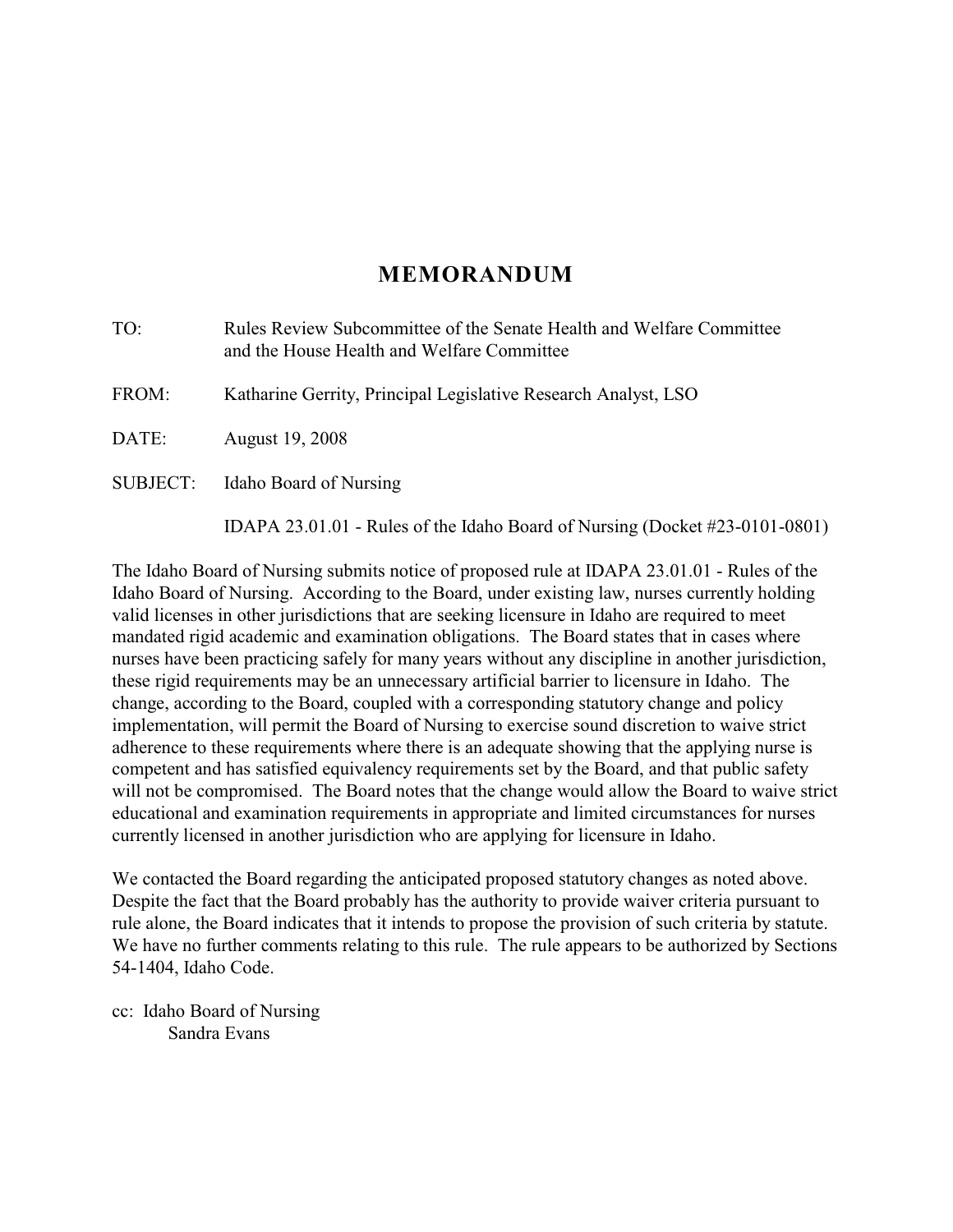# MEMORANDUM

TO: Rules Review Subcommittee of the Senate Health and Welfare Committee and the House Health and Welfare Committee

FROM: Katharine Gerrity, Principal Legislative Research Analyst, LSO

DATE: August 19, 2008

SUBJECT: Idaho Board of Nursing

IDAPA 23.01.01 - Rules of the Idaho Board of Nursing (Docket #23-0101-0801)

The Idaho Board of Nursing submits notice of proposed rule at IDAPA 23.01.01 - Rules of the Idaho Board of Nursing. According to the Board, under existing law, nurses currently holding valid licenses in other jurisdictions that are seeking licensure in Idaho are required to meet mandated rigid academic and examination obligations. The Board states that in cases where nurses have been practicing safely for many years without any discipline in another jurisdiction, these rigid requirements may be an unnecessary artificial barrier to licensure in Idaho. The change, according to the Board, coupled with a corresponding statutory change and policy implementation, will permit the Board of Nursing to exercise sound discretion to waive strict adherence to these requirements where there is an adequate showing that the applying nurse is competent and has satisfied equivalency requirements set by the Board, and that public safety will not be compromised. The Board notes that the change would allow the Board to waive strict educational and examination requirements in appropriate and limited circumstances for nurses currently licensed in another jurisdiction who are applying for licensure in Idaho.

We contacted the Board regarding the anticipated proposed statutory changes as noted above. Despite the fact that the Board probably has the authority to provide waiver criteria pursuant to rule alone, the Board indicates that it intends to propose the provision of such criteria by statute. We have no further comments relating to this rule. The rule appears to be authorized by Sections 54-1404, Idaho Code.

cc: Idaho Board of Nursing
Sandra Evans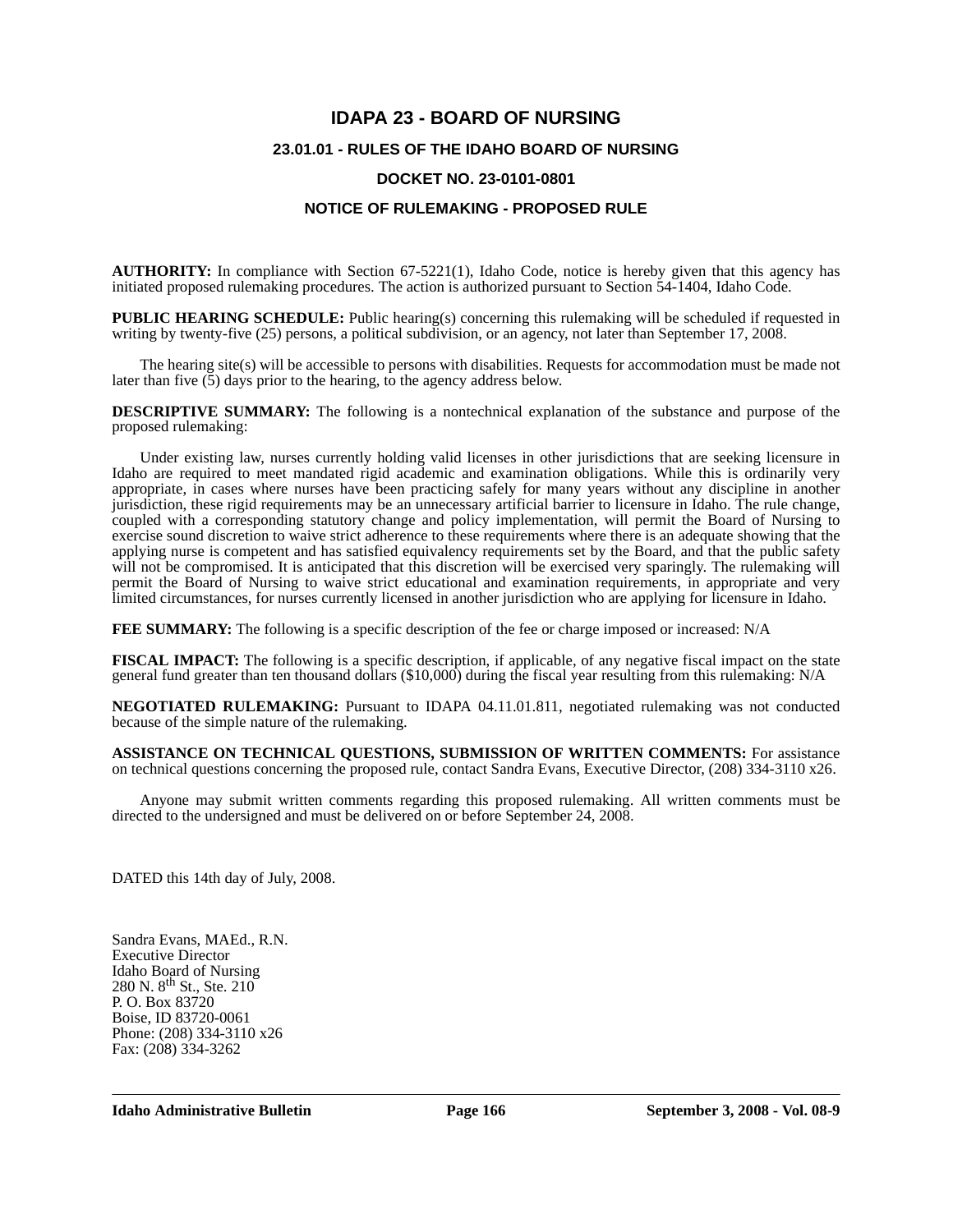# IDAPA 23 - BOARD OF NURSING

## 23.01.01 - RULES OF THE IDAHO BOARD OF NURSING

## DOCKET NO. 23-0101-0801

## NOTICE OF RULEMAKING - PROPOSED RULE

**AUTHORITY:** In compliance with Section 67-5221(1), Idaho Code, notice is hereby given that this agency has initiated proposed rulemaking procedures. The action is authorized pursuant to Section 54-1404, Idaho Code.

**PUBLIC HEARING SCHEDULE:** Public hearing(s) concerning this rulemaking will be scheduled if requested in writing by twenty-five (25) persons, a political subdivision, or an agency, not later than September 17, 2008.

The hearing site(s) will be accessible to persons with disabilities. Requests for accommodation must be made not later than five (5) days prior to the hearing, to the agency address below.

**DESCRIPTIVE SUMMARY:** The following is a nontechnical explanation of the substance and purpose of the proposed rulemaking:

Under existing law, nurses currently holding valid licenses in other jurisdictions that are seeking licensure in Idaho are required to meet mandated rigid academic and examination obligations. While this is ordinarily very appropriate, in cases where nurses have been practicing safely for many years without any discipline in another jurisdiction, these rigid requirements may be an unnecessary artificial barrier to licensure in Idaho. The rule change, coupled with a corresponding statutory change and policy implementation, will permit the Board of Nursing to exercise sound discretion to waive strict adherence to these requirements where there is an adequate showing that the applying nurse is competent and has satisfied equivalency requirements set by the Board, and that the public safety will not be compromised. It is anticipated that this discretion will be exercised very sparingly. The rulemaking will permit the Board of Nursing to waive strict educational and examination requirements, in appropriate and very limited circumstances, for nurses currently licensed in another jurisdiction who are applying for licensure in Idaho.

**FEE SUMMARY:** The following is a specific description of the fee or charge imposed or increased: N/A

**FISCAL IMPACT:** The following is a specific description, if applicable, of any negative fiscal impact on the state general fund greater than ten thousand dollars ($10,000) during the fiscal year resulting from this rulemaking: N/A

**NEGOTIATED RULEMAKING:** Pursuant to IDAPA 04.11.01.811, negotiated rulemaking was not conducted because of the simple nature of the rulemaking.

**ASSISTANCE ON TECHNICAL QUESTIONS, SUBMISSION OF WRITTEN COMMENTS:** For assistance on technical questions concerning the proposed rule, contact Sandra Evans, Executive Director, (208) 334-3110 x26.

Anyone may submit written comments regarding this proposed rulemaking. All written comments must be directed to the undersigned and must be delivered on or before September 24, 2008.

DATED this 14th day of July, 2008.

Sandra Evans, MAEd., R.N.
Executive Director
Idaho Board of Nursing
280 N. 8th St., Ste. 210
P. O. Box 83720
Boise, ID 83720-0061
Phone: (208) 334-3110 x26
Fax: (208) 334-3262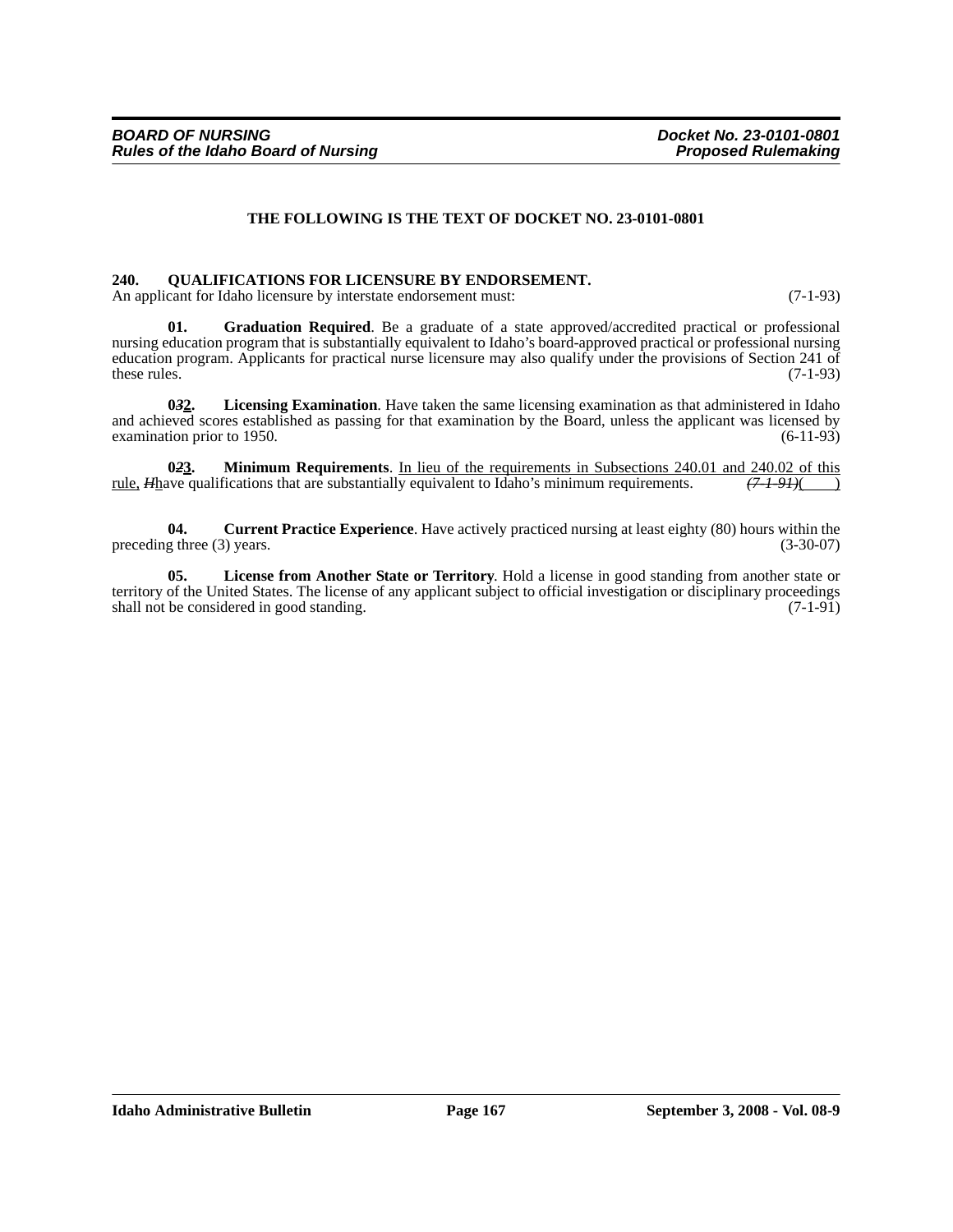**THE FOLLOWING IS THE TEXT OF DOCKET NO. 23-0101-0801**

**240. QUALIFICATIONS FOR LICENSURE BY ENDORSEMENT.**

An applicant for Idaho licensure by interstate endorsement must: (7-1-93)

**01. Graduation Required**. Be a graduate of a state approved/accredited practical or professional nursing education program that is substantially equivalent to Idaho's board-approved practical or professional nursing education program. Applicants for practical nurse licensure may also qualify under the provisions of Section 241 of these rules. (7-1-93)

**0~~3~~2. Licensing Examination**. Have taken the same licensing examination as that administered in Idaho and achieved scores established as passing for that examination by the Board, unless the applicant was licensed by examination prior to 1950. (6-11-93)

**0~~2~~3. Minimum Requirements**. In lieu of the requirements in Subsections 240.01 and 240.02 of this rule, ~~H~~have qualifications that are substantially equivalent to Idaho's minimum requirements. ~~(7-1-91)~~(    )

**04. Current Practice Experience**. Have actively practiced nursing at least eighty (80) hours within the preceding three (3) years. (3-30-07)

**05. License from Another State or Territory**. Hold a license in good standing from another state or territory of the United States. The license of any applicant subject to official investigation or disciplinary proceedings shall not be considered in good standing. (7-1-91)